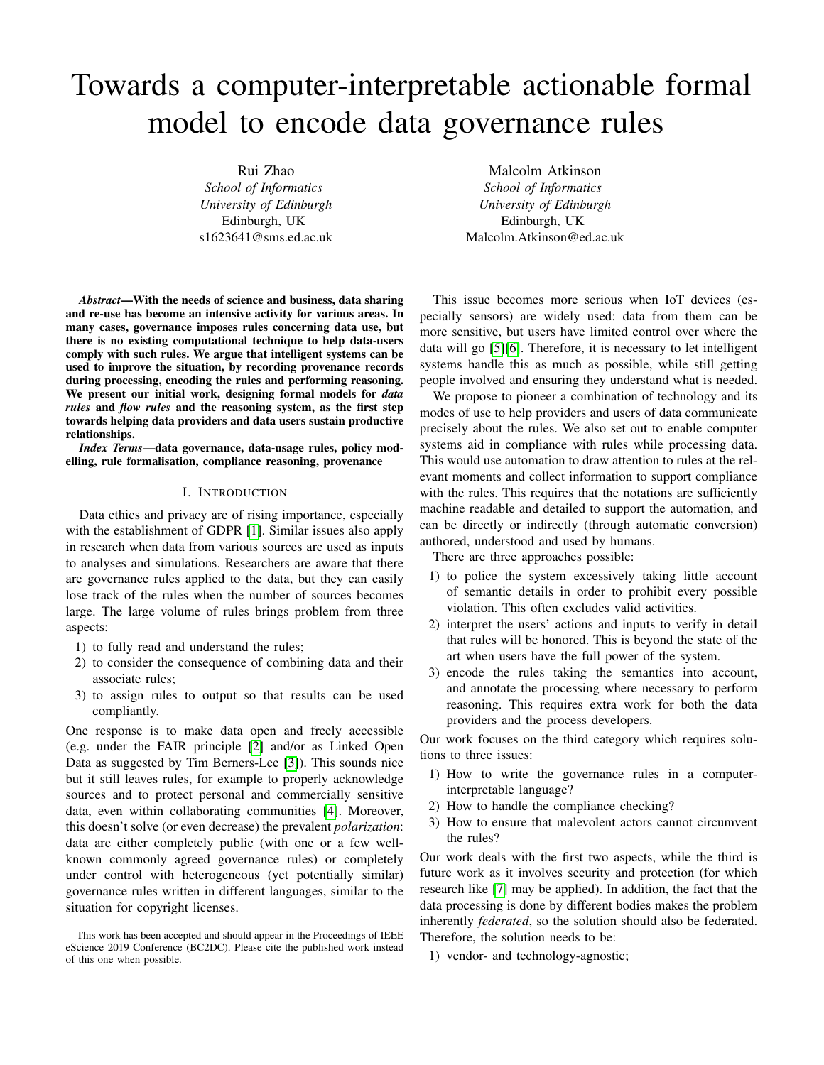# Towards a computer-interpretable actionable formal model to encode data governance rules

Rui Zhao
*School of Informatics*
*University of Edinburgh*
Edinburgh, UK
s1623641@sms.ed.ac.uk

Malcolm Atkinson
*School of Informatics*
*University of Edinburgh*
Edinburgh, UK
Malcolm.Atkinson@ed.ac.uk

***Abstract*—With the needs of science and business, data sharing and re-use has become an intensive activity for various areas. In many cases, governance imposes rules concerning data use, but there is no existing computational technique to help data-users comply with such rules. We argue that intelligent systems can be used to improve the situation, by recording provenance records during processing, encoding the rules and performing reasoning. We present our initial work, designing formal models for *data rules* and *flow rules* and the reasoning system, as the first step towards helping data providers and data users sustain productive relationships.**

***Index Terms*—data governance, data-usage rules, policy modelling, rule formalisation, compliance reasoning, provenance**

## I. Introduction

Data ethics and privacy are of rising importance, especially with the establishment of GDPR [1]. Similar issues also apply in research when data from various sources are used as inputs to analyses and simulations. Researchers are aware that there are governance rules applied to the data, but they can easily lose track of the rules when the number of sources becomes large. The large volume of rules brings problem from three aspects:

1) to fully read and understand the rules;
2) to consider the consequence of combining data and their associate rules;
3) to assign rules to output so that results can be used compliantly.

One response is to make data open and freely accessible (e.g. under the FAIR principle [2] and/or as Linked Open Data as suggested by Tim Berners-Lee [3]). This sounds nice but it still leaves rules, for example to properly acknowledge sources and to protect personal and commercially sensitive data, even within collaborating communities [4]. Moreover, this doesn't solve (or even decrease) the prevalent *polarization*: data are either completely public (with one or a few well-known commonly agreed governance rules) or completely under control with heterogeneous (yet potentially similar) governance rules written in different languages, similar to the situation for copyright licenses.

This work has been accepted and should appear in the Proceedings of IEEE eScience 2019 Conference (BC2DC). Please cite the published work instead of this one when possible.

This issue becomes more serious when IoT devices (especially sensors) are widely used: data from them can be more sensitive, but users have limited control over where the data will go [5][6]. Therefore, it is necessary to let intelligent systems handle this as much as possible, while still getting people involved and ensuring they understand what is needed.

We propose to pioneer a combination of technology and its modes of use to help providers and users of data communicate precisely about the rules. We also set out to enable computer systems aid in compliance with rules while processing data. This would use automation to draw attention to rules at the relevant moments and collect information to support compliance with the rules. This requires that the notations are sufficiently machine readable and detailed to support the automation, and can be directly or indirectly (through automatic conversion) authored, understood and used by humans.

There are three approaches possible:

1) to police the system excessively taking little account of semantic details in order to prohibit every possible violation. This often excludes valid activities.
2) interpret the users' actions and inputs to verify in detail that rules will be honored. This is beyond the state of the art when users have the full power of the system.
3) encode the rules taking the semantics into account, and annotate the processing where necessary to perform reasoning. This requires extra work for both the data providers and the process developers.

Our work focuses on the third category which requires solutions to three issues:

1) How to write the governance rules in a computer-interpretable language?
2) How to handle the compliance checking?
3) How to ensure that malevolent actors cannot circumvent the rules?

Our work deals with the first two aspects, while the third is future work as it involves security and protection (for which research like [7] may be applied). In addition, the fact that the data processing is done by different bodies makes the problem inherently *federated*, so the solution should also be federated. Therefore, the solution needs to be:

1) vendor- and technology-agnostic;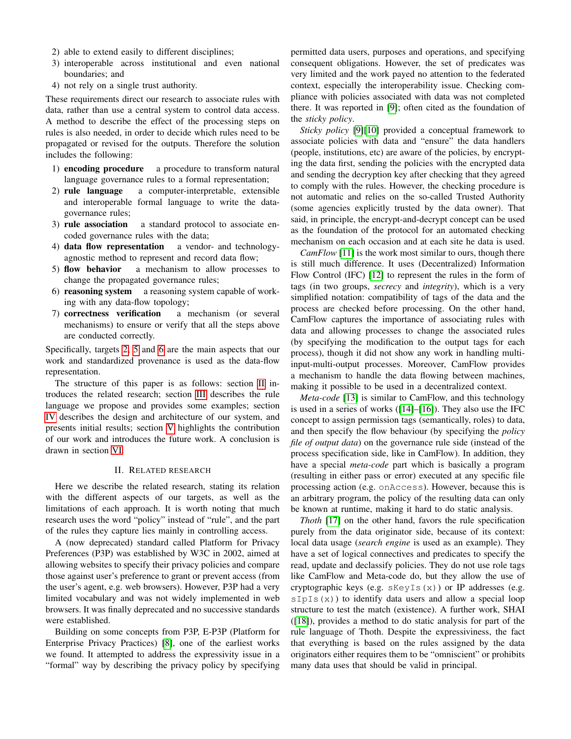2) able to extend easily to different disciplines;
3) interoperable across institutional and even national boundaries; and
4) not rely on a single trust authority.

These requirements direct our research to associate rules with data, rather than use a central system to control data access. A method to describe the effect of the processing steps on rules is also needed, in order to decide which rules need to be propagated or revised for the outputs. Therefore the solution includes the following:

1) **encoding procedure** a procedure to transform natural language governance rules to a formal representation;
2) **rule language** a computer-interpretable, extensible and interoperable formal language to write the data-governance rules;
3) **rule association** a standard protocol to associate encoded governance rules with the data;
4) **data flow representation** a vendor- and technology-agnostic method to represent and record data flow;
5) **flow behavior** a mechanism to allow processes to change the propagated governance rules;
6) **reasoning system** a reasoning system capable of working with any data-flow topology;
7) **correctness verification** a mechanism (or several mechanisms) to ensure or verify that all the steps above are conducted correctly.

Specifically, targets 2, 5 and 6 are the main aspects that our work and standardized provenance is used as the data-flow representation.

The structure of this paper is as follows: section II introduces the related research; section III describes the rule language we propose and provides some examples; section IV describes the design and architecture of our system, and presents initial results; section V highlights the contribution of our work and introduces the future work. A conclusion is drawn in section VI.

## II. Related Research

Here we describe the related research, stating its relation with the different aspects of our targets, as well as the limitations of each approach. It is worth noting that much research uses the word "policy" instead of "rule", and the part of the rules they capture lies mainly in controlling access.

A (now deprecated) standard called Platform for Privacy Preferences (P3P) was established by W3C in 2002, aimed at allowing websites to specify their privacy policies and compare those against user's preference to grant or prevent access (from the user's agent, e.g. web browsers). However, P3P had a very limited vocabulary and was not widely implemented in web browsers. It was finally deprecated and no successive standards were established.

Building on some concepts from P3P, E-P3P (Platform for Enterprise Privacy Practices) [8], one of the earliest works we found. It attempted to address the expressivity issue in a "formal" way by describing the privacy policy by specifying permitted data users, purposes and operations, and specifying consequent obligations. However, the set of predicates was very limited and the work payed no attention to the federated context, especially the interoperability issue. Checking compliance with policies associated with data was not completed there. It was reported in [9]; often cited as the foundation of the *sticky policy*.

*Sticky policy* [9][10] provided a conceptual framework to associate policies with data and "ensure" the data handlers (people, institutions, etc) are aware of the policies, by encrypting the data first, sending the policies with the encrypted data and sending the decryption key after checking that they agreed to comply with the rules. However, the checking procedure is not automatic and relies on the so-called Trusted Authority (some agencies explicitly trusted by the data owner). That said, in principle, the encrypt-and-decrypt concept can be used as the foundation of the protocol for an automated checking mechanism on each occasion and at each site he data is used.

*CamFlow* [11] is the work most similar to ours, though there is still much difference. It uses (Decentralized) Information Flow Control (IFC) [12] to represent the rules in the form of tags (in two groups, *secrecy* and *integrity*), which is a very simplified notation: compatibility of tags of the data and the process are checked before processing. On the other hand, CamFlow captures the importance of associating rules with data and allowing processes to change the associated rules (by specifying the modification to the output tags for each process), though it did not show any work in handling multi-input-multi-output processes. Moreover, CamFlow provides a mechanism to handle the data flowing between machines, making it possible to be used in a decentralized context.

*Meta-code* [13] is similar to CamFlow, and this technology is used in a series of works ([14]–[16]). They also use the IFC concept to assign permission tags (semantically, roles) to data, and then specify the flow behaviour (by specifying the *policy file of output data*) on the governance rule side (instead of the process specification side, like in CamFlow). In addition, they have a special *meta-code* part which is basically a program (resulting in either pass or error) executed at any specific file processing action (e.g. `onAccess`). However, because this is an arbitrary program, the policy of the resulting data can only be known at runtime, making it hard to do static analysis.

*Thoth* [17] on the other hand, favors the rule specification purely from the data originator side, because of its context: local data usage (*search engine* is used as an example). They have a set of logical connectives and predicates to specify the read, update and declassify policies. They do not use role tags like CamFlow and Meta-code do, but they allow the use of cryptographic keys (e.g. `sKeyIs(x)`) or IP addresses (e.g. `sIpIs(x)`) to identify data users and allow a special loop structure to test the match (existence). A further work, SHAI ([18]), provides a method to do static analysis for part of the rule language of Thoth. Despite the expressiveness, the fact that everything is based on the rules assigned by the data originators either requires them to be "omniscient" or prohibits many data uses that should be valid in principal.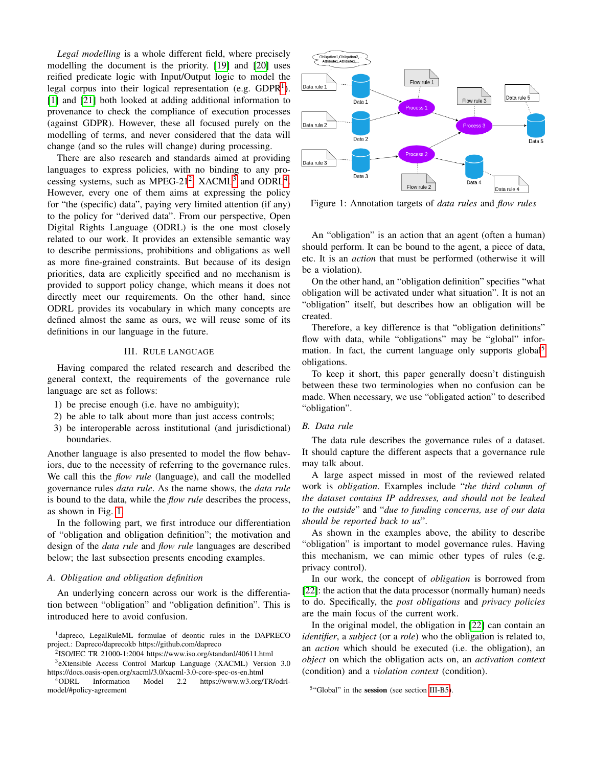*Legal modelling* is a whole different field, where precisely modelling the document is the priority. [19] and [20] uses reified predicate logic with Input/Output logic to model the legal corpus into their logical representation (e.g. GDPR[1]). [1] and [21] both looked at adding additional information to provenance to check the compliance of execution processes (against GDPR). However, these all focused purely on the modelling of terms, and never considered that the data will change (and so the rules will change) during processing.

There are also research and standards aimed at providing languages to express policies, with no binding to any processing systems, such as MPEG-21[2], XACML[3] and ODRL[4]. However, every one of them aims at expressing the policy for "the (specific) data", paying very limited attention (if any) to the policy for "derived data". From our perspective, Open Digital Rights Language (ODRL) is the one most closely related to our work. It provides an extensible semantic way to describe permissions, prohibitions and obligations as well as more fine-grained constraints. But because of its design priorities, data are explicitly specified and no mechanism is provided to support policy change, which means it does not directly meet our requirements. On the other hand, since ODRL provides its vocabulary in which many concepts are defined almost the same as ours, we will reuse some of its definitions in our language in the future.

## III. Rule Language

Having compared the related research and described the general context, the requirements of the governance rule language are set as follows:

1) be precise enough (i.e. have no ambiguity);
2) be able to talk about more than just access controls;
3) be interoperable across institutional (and jurisdictional) boundaries.

Another language is also presented to model the flow behaviors, due to the necessity of referring to the governance rules. We call this the *flow rule* (language), and call the modelled governance rules *data rule*. As the name shows, the *data rule* is bound to the data, while the *flow rule* describes the process, as shown in Fig. 1.

In the following part, we first introduce our differentiation of "obligation and obligation definition"; the motivation and design of the *data rule* and *flow rule* languages are described below; the last subsection presents encoding examples.

### A. Obligation and obligation definition

An underlying concern across our work is the differentiation between "obligation" and "obligation definition". This is introduced here to avoid confusion.

[1]dapreco, LegalRuleML formulae of deontic rules in the DAPRECO project.: Dapreco/daprecokb https://github.com/dapreco

[2]ISO/IEC TR 21000-1:2004 https://www.iso.org/standard/40611.html

[3]eXtensible Access Control Markup Language (XACML) Version 3.0 https://docs.oasis-open.org/xacml/3.0/xacml-3.0-core-spec-os-en.html

[4]ODRL Information Model 2.2 https://www.w3.org/TR/odrl-model/#policy-agreement

Figure 1: Annotation targets of *data rules* and *flow rules*

An "obligation" is an action that an agent (often a human) should perform. It can be bound to the agent, a piece of data, etc. It is an *action* that must be performed (otherwise it will be a violation).

On the other hand, an "obligation definition" specifies "what obligation will be activated under what situation". It is not an "obligation" itself, but describes how an obligation will be created.

Therefore, a key difference is that "obligation definitions" flow with data, while "obligations" may be "global" information. In fact, the current language only supports global[5] obligations.

To keep it short, this paper generally doesn't distinguish between these two terminologies when no confusion can be made. When necessary, we use "obligated action" to described "obligation".

### B. Data rule

The data rule describes the governance rules of a dataset. It should capture the different aspects that a governance rule may talk about.

A large aspect missed in most of the reviewed related work is *obligation*. Examples include "*the third column of the dataset contains IP addresses, and should not be leaked to the outside*" and "*due to funding concerns, use of our data should be reported back to us*".

As shown in the examples above, the ability to describe "obligation" is important to model governance rules. Having this mechanism, we can mimic other types of rules (e.g. privacy control).

In our work, the concept of *obligation* is borrowed from [22]: the action that the data processor (normally human) needs to do. Specifically, the *post obligations* and *privacy policies* are the main focus of the current work.

In the original model, the obligation in [22] can contain an *identifier*, a *subject* (or a *role*) who the obligation is related to, an *action* which should be executed (i.e. the obligation), an *object* on which the obligation acts on, an *activation context* (condition) and a *violation context* (condition).

[5]"Global" in the **session** (see section III-B5).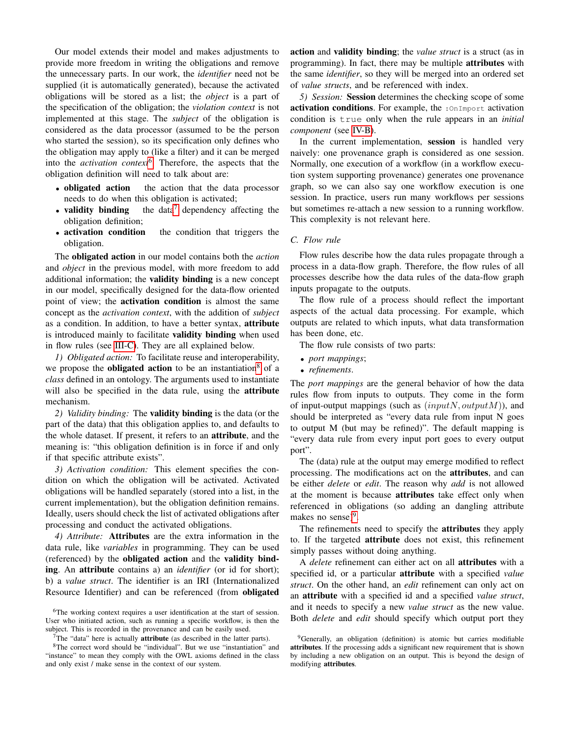Our model extends their model and makes adjustments to provide more freedom in writing the obligations and remove the unnecessary parts. In our work, the *identifier* need not be supplied (it is automatically generated), because the activated obligations will be stored as a list; the *object* is a part of the specification of the obligation; the *violation context* is not implemented at this stage. The *subject* of the obligation is considered as the data processor (assumed to be the person who started the session), so its specification only defines who the obligation may apply to (like a filter) and it can be merged into the *activation context*[6]. Therefore, the aspects that the obligation definition will need to talk about are:

- **obligated action** the action that the data processor needs to do when this obligation is activated;
- **validity binding** the data[7] dependency affecting the obligation definition;
- **activation condition** the condition that triggers the obligation.

The **obligated action** in our model contains both the *action* and *object* in the previous model, with more freedom to add additional information; the **validity binding** is a new concept in our model, specifically designed for the data-flow oriented point of view; the **activation condition** is almost the same concept as the *activation context*, with the addition of *subject* as a condition. In addition, to have a better syntax, **attribute** is introduced mainly to facilitate **validity binding** when used in flow rules (see III-C). They are all explained below.

*1) Obligated action:* To facilitate reuse and interoperability, we propose the **obligated action** to be an instantiation[8] of a *class* defined in an ontology. The arguments used to instantiate will also be specified in the data rule, using the **attribute** mechanism.

*2) Validity binding:* The **validity binding** is the data (or the part of the data) that this obligation applies to, and defaults to the whole dataset. If present, it refers to an **attribute**, and the meaning is: "this obligation definition is in force if and only if that specific attribute exists".

*3) Activation condition:* This element specifies the condition on which the obligation will be activated. Activated obligations will be handled separately (stored into a list, in the current implementation), but the obligation definition remains. Ideally, users should check the list of activated obligations after processing and conduct the activated obligations.

*4) Attribute:* **Attributes** are the extra information in the data rule, like *variables* in programming. They can be used (referenced) by the **obligated action** and the **validity binding**. An **attribute** contains a) an *identifier* (or id for short); b) a *value struct*. The identifier is an IRI (Internationalized Resource Identifier) and can be referenced (from **obligated action** and **validity binding**; the *value struct* is a struct (as in programming). In fact, there may be multiple **attributes** with the same *identifier*, so they will be merged into an ordered set of *value structs*, and be referenced with index.

*5) Session:* **Session** determines the checking scope of some **activation conditions**. For example, the `:OnImport` activation condition is `true` only when the rule appears in an *initial component* (see IV-B).

In the current implementation, **session** is handled very naively: one provenance graph is considered as one session. Normally, one execution of a workflow (in a workflow execution system supporting provenance) generates one provenance graph, so we can also say one workflow execution is one session. In practice, users run many workflows per sessions but sometimes re-attach a new session to a running workflow. This complexity is not relevant here.

## C. Flow rule

Flow rules describe how the data rules propagate through a process in a data-flow graph. Therefore, the flow rules of all processes describe how the data rules of the data-flow graph inputs propagate to the outputs.

The flow rule of a process should reflect the important aspects of the actual data processing. For example, which outputs are related to which inputs, what data transformation has been done, etc.

The flow rule consists of two parts:

- *port mappings*;
- *refinements*.

The *port mappings* are the general behavior of how the data rules flow from inputs to outputs. They come in the form of input-output mappings (such as $(inputN, outputM)$), and should be interpreted as "every data rule from input N goes to output M (but may be refined)". The default mapping is "every data rule from every input port goes to every output port".

The (data) rule at the output may emerge modified to reflect processing. The modifications act on the **attributes**, and can be either *delete* or *edit*. The reason why *add* is not allowed at the moment is because **attributes** take effect only when referenced in obligations (so adding an dangling attribute makes no sense)[9].

The refinements need to specify the **attributes** they apply to. If the targeted **attribute** does not exist, this refinement simply passes without doing anything.

A *delete* refinement can either act on all **attributes** with a specified id, or a particular **attribute** with a specified *value struct*. On the other hand, an *edit* refinement can only act on an **attribute** with a specified id and a specified *value struct*, and it needs to specify a new *value struct* as the new value. Both *delete* and *edit* should specify which output port they

[6] The working context requires a user identification at the start of session. User who initiated action, such as running a specific workflow, is then the subject. This is recorded in the provenance and can be easily used.

[7] The "data" here is actually **attribute** (as described in the latter parts).

[8] The correct word should be "individual". But we use "instantiation" and "instance" to mean they comply with the OWL axioms defined in the class and only exist / make sense in the context of our system.

[9] Generally, an obligation (definition) is atomic but carries modifiable **attributes**. If the processing adds a significant new requirement that is shown by including a new obligation on an output. This is beyond the design of modifying **attributes**.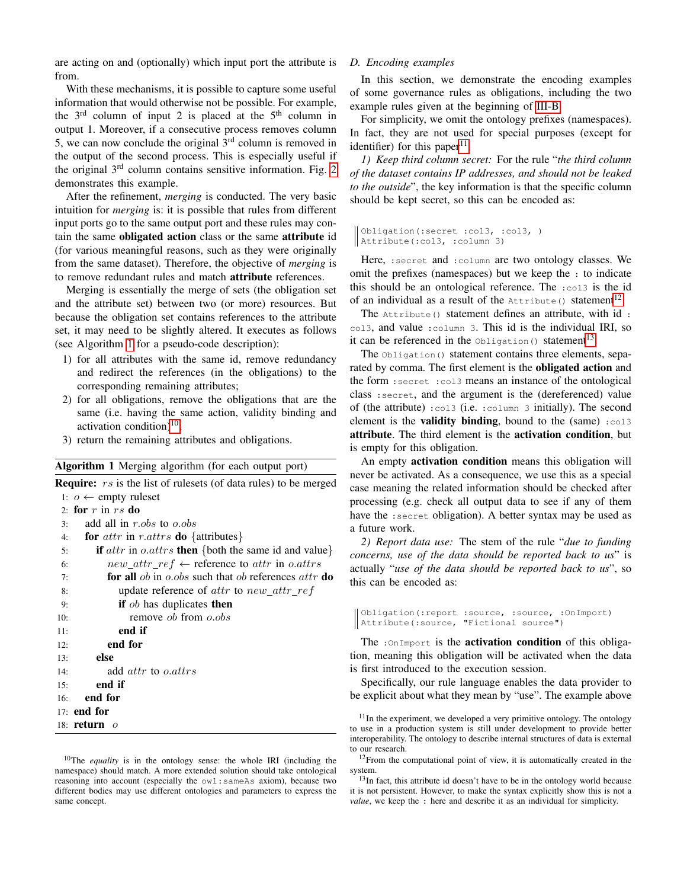are acting on and (optionally) which input port the attribute is from.

With these mechanisms, it is possible to capture some useful information that would otherwise not be possible. For example, the 3rd column of input 2 is placed at the 5th column in output 1. Moreover, if a consecutive process removes column 5, we can now conclude the original 3rd column is removed in the output of the second process. This is especially useful if the original 3rd column contains sensitive information. Fig. 2 demonstrates this example.

After the refinement, *merging* is conducted. The very basic intuition for *merging* is: it is possible that rules from different input ports go to the same output port and these rules may contain the same **obligated action** class or the same **attribute** id (for various meaningful reasons, such as they were originally from the same dataset). Therefore, the objective of *merging* is to remove redundant rules and match **attribute** references.

Merging is essentially the merge of sets (the obligation set and the attribute set) between two (or more) resources. But because the obligation set contains references to the attribute set, it may need to be slightly altered. It executes as follows (see Algorithm 1 for a pseudo-code description):

1) for all attributes with the same id, remove redundancy and redirect the references (in the obligations) to the corresponding remaining attributes;
2) for all obligations, remove the obligations that are the same (i.e. having the same action, validity binding and activation condition)[10];
3) return the remaining attributes and obligations.

**Algorithm 1** Merging algorithm (for each output port)

**Require:** $rs$ is the list of rulesets (of data rules) to be merged
1: $o \leftarrow$ empty ruleset
2: **for** $r$ in $rs$ **do**
3: add all in $r.obs$ to $o.obs$
4: **for** $attr$ in $r.attrs$ **do** {attributes}
5: **if** $attr$ in $o.attrs$ **then** {both the same id and value}
6: $new\_attr\_ref \leftarrow$ reference to $attr$ in $o.attrs$
7: **for all** $ob$ in $o.obs$ such that $ob$ references $attr$ **do**
8: update reference of $attr$ to $new\_attr\_ref$
9: **if** $ob$ has duplicates **then**
10: remove $ob$ from $o.obs$
11: **end if**
12: **end for**
13: **else**
14: add $attr$ to $o.attrs$
15: **end if**
16: **end for**
17: **end for**
18: **return** $o$

[10]The *equality* is in the ontology sense: the whole IRI (including the namespace) should match. A more extended solution should take ontological reasoning into account (especially the `owl:sameAs` axiom), because two different bodies may use different ontologies and parameters to express the same concept.

### D. Encoding examples

In this section, we demonstrate the encoding examples of some governance rules as obligations, including the two example rules given at the beginning of III-B.

For simplicity, we omit the ontology prefixes (namespaces). In fact, they are not used for special purposes (except for identifier) for this paper[11].

*1) Keep third column secret:* For the rule "*the third column of the dataset contains IP addresses, and should not be leaked to the outside*", the key information is that the specific column should be kept secret, so this can be encoded as:

```
Obligation(:secret :col3, :col3, )
Attribute(:col3, :column 3)
```

Here, `:secret` and `:column` are two ontology classes. We omit the prefixes (namespaces) but we keep the `:` to indicate this should be an ontological reference. The `:col3` is the id of an individual as a result of the `Attribute()` statement[12].

The `Attribute()` statement defines an attribute, with id `:col3`, and value `:column 3`. This id is the individual IRI, so it can be referenced in the `Obligation()` statement[13].

The `Obligation()` statement contains three elements, separated by comma. The first element is the **obligated action** and the form `:secret :col3` means an instance of the ontological class `:secret`, and the argument is the (dereferenced) value of (the attribute) `:col3` (i.e. `:column 3` initially). The second element is the **validity binding**, bound to the (same) `:col3` **attribute**. The third element is the **activation condition**, but is empty for this obligation.

An empty **activation condition** means this obligation will never be activated. As a consequence, we use this as a special case meaning the related information should be checked after processing (e.g. check all output data to see if any of them have the `:secret` obligation). A better syntax may be used as a future work.

*2) Report data use:* The stem of the rule "*due to funding concerns, use of the data should be reported back to us*" is actually "*use of the data should be reported back to us*", so this can be encoded as:

```
Obligation(:report :source, :source, :OnImport)
Attribute(:source, "Fictional source")
```

The `:OnImport` is the **activation condition** of this obligation, meaning this obligation will be activated when the data is first introduced to the execution session.

Specifically, our rule language enables the data provider to be explicit about what they mean by "use". The example above

[11]In the experiment, we developed a very primitive ontology. The ontology to use in a production system is still under development to provide better interoperability. The ontology to describe internal structures of data is external to our research.

[12]From the computational point of view, it is automatically created in the system.

[13]In fact, this attribute id doesn't have to be in the ontology world because it is not persistent. However, to make the syntax explicitly show this is not a *value*, we keep the `:` here and describe it as an individual for simplicity.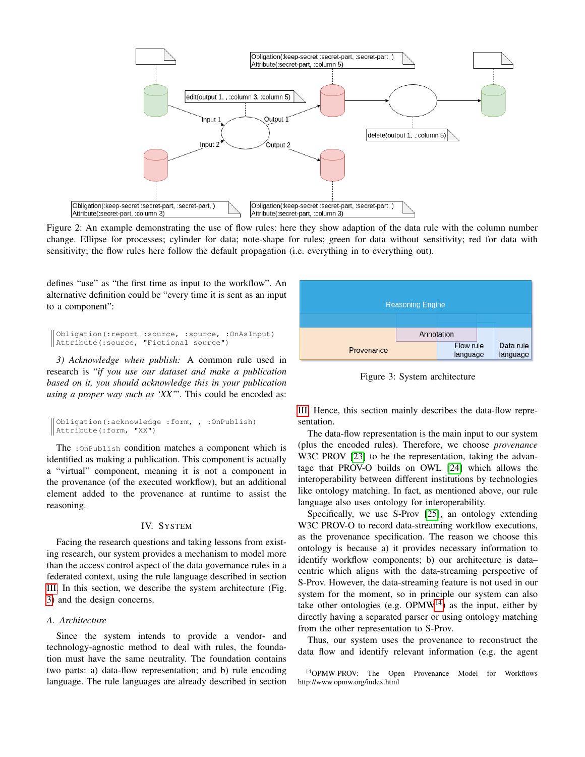Figure 2: An example demonstrating the use of flow rules: here they show adaption of the data rule with the column number change. Ellipse for processes; cylinder for data; note-shape for rules; green for data without sensitivity; red for data with sensitivity; the flow rules here follow the default propagation (i.e. everything in to everything out).

defines "use" as "the first time as input to the workflow". An alternative definition could be "every time it is sent as an input to a component":

```
Obligation(:report :source, :source, :OnAsInput)
Attribute(:source, "Fictional source")
```

*3) Acknowledge when publish:* A common rule used in research is "*if you use our dataset and make a publication based on it, you should acknowledge this in your publication using a proper way such as 'XX'*". This could be encoded as:

```
Obligation(:acknowledge :form, , :OnPublish)
Attribute(:form, "XX")
```

The `:OnPublish` condition matches a component which is identified as making a publication. This component is actually a "virtual" component, meaning it is not a component in the provenance (of the executed workflow), but an additional element added to the provenance at runtime to assist the reasoning.

## IV. System

Facing the research questions and taking lessons from existing research, our system provides a mechanism to model more than the access control aspect of the data governance rules in a federated context, using the rule language described in section III. In this section, we describe the system architecture (Fig. 3) and the design concerns.

### A. Architecture

Since the system intends to provide a vendor- and technology-agnostic method to deal with rules, the foundation must have the same neutrality. The foundation contains two parts: a) data-flow representation; and b) rule encoding language. The rule languages are already described in section III. Hence, this section mainly describes the data-flow representation.

Figure 3: System architecture

The data-flow representation is the main input to our system (plus the encoded rules). Therefore, we choose *provenance* W3C PROV [23] to be the representation, taking the advantage that PROV-O builds on OWL [24] which allows the interoperability between different institutions by technologies like ontology matching. In fact, as mentioned above, our rule language also uses ontology for interoperability.

Specifically, we use S-Prov [25], an ontology extending W3C PROV-O to record data-streaming workflow executions, as the provenance specification. The reason we choose this ontology is because a) it provides necessary information to identify workflow components; b) our architecture is data–centric which aligns with the data-streaming perspective of S-Prov. However, the data-streaming feature is not used in our system for the moment, so in principle our system can also take other ontologies (e.g. OPMW[14]) as the input, either by directly having a separated parser or using ontology matching from the other representation to S-Prov.

Thus, our system uses the provenance to reconstruct the data flow and identify relevant information (e.g. the agent

[14] OPMW-PROV: The Open Provenance Model for Workflows http://www.opmw.org/index.html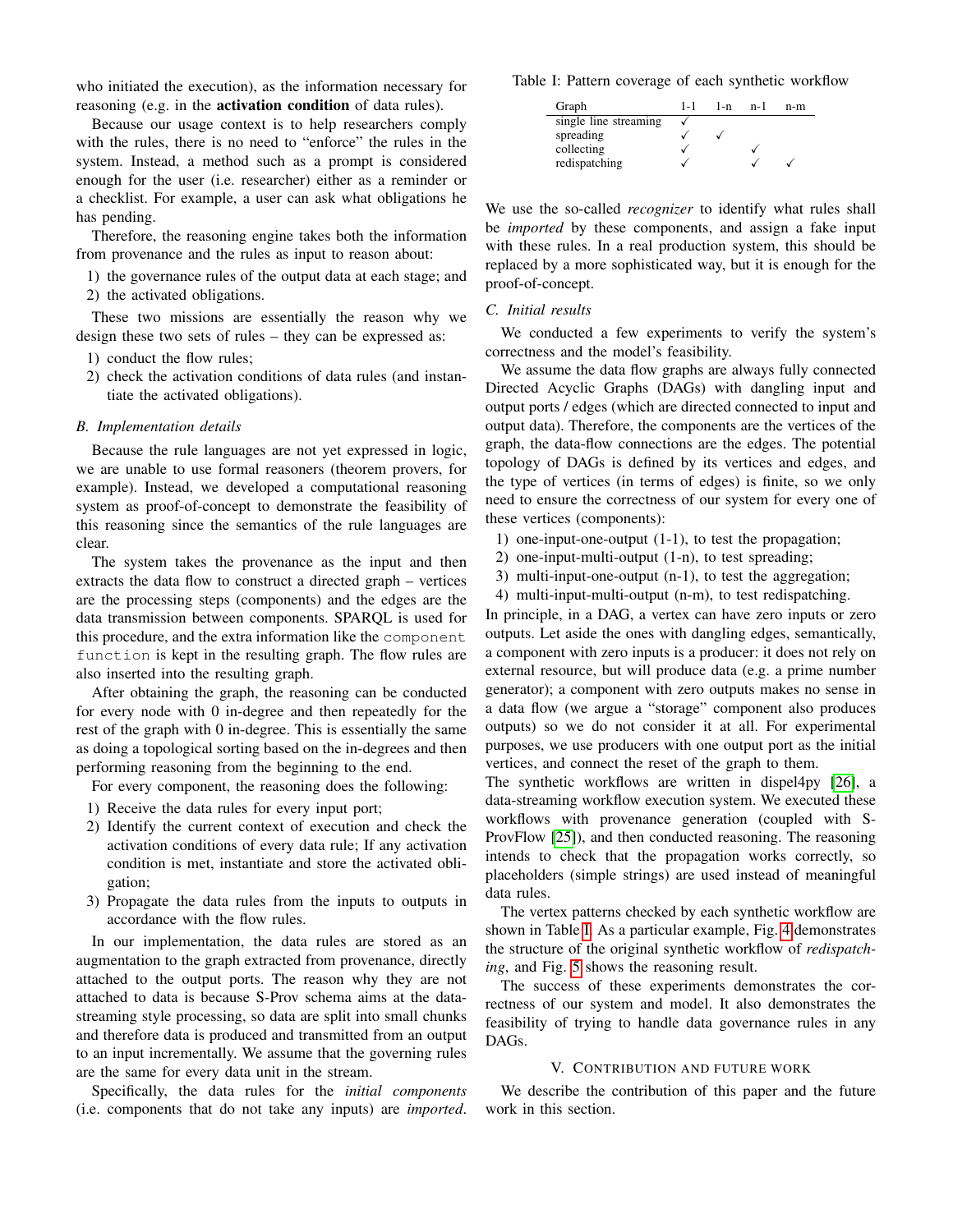who initiated the execution), as the information necessary for reasoning (e.g. in the **activation condition** of data rules).

Because our usage context is to help researchers comply with the rules, there is no need to "enforce" the rules in the system. Instead, a method such as a prompt is considered enough for the user (i.e. researcher) either as a reminder or a checklist. For example, a user can ask what obligations he has pending.

Therefore, the reasoning engine takes both the information from provenance and the rules as input to reason about:

1) the governance rules of the output data at each stage; and
2) the activated obligations.

These two missions are essentially the reason why we design these two sets of rules – they can be expressed as:

1) conduct the flow rules;
2) check the activation conditions of data rules (and instantiate the activated obligations).

### B. Implementation details

Because the rule languages are not yet expressed in logic, we are unable to use formal reasoners (theorem provers, for example). Instead, we developed a computational reasoning system as proof-of-concept to demonstrate the feasibility of this reasoning since the semantics of the rule languages are clear.

The system takes the provenance as the input and then extracts the data flow to construct a directed graph – vertices are the processing steps (components) and the edges are the data transmission between components. SPARQL is used for this procedure, and the extra information like the `component function` is kept in the resulting graph. The flow rules are also inserted into the resulting graph.

After obtaining the graph, the reasoning can be conducted for every node with 0 in-degree and then repeatedly for the rest of the graph with 0 in-degree. This is essentially the same as doing a topological sorting based on the in-degrees and then performing reasoning from the beginning to the end.

For every component, the reasoning does the following:

1) Receive the data rules for every input port;
2) Identify the current context of execution and check the activation conditions of every data rule; If any activation condition is met, instantiate and store the activated obligation;
3) Propagate the data rules from the inputs to outputs in accordance with the flow rules.

In our implementation, the data rules are stored as an augmentation to the graph extracted from provenance, directly attached to the output ports. The reason why they are not attached to data is because S-Prov schema aims at the data-streaming style processing, so data are split into small chunks and therefore data is produced and transmitted from an output to an input incrementally. We assume that the governing rules are the same for every data unit in the stream.

Specifically, the data rules for the *initial components* (i.e. components that do not take any inputs) are *imported*. We use the so-called *recognizer* to identify what rules shall be *imported* by these components, and assign a fake input with these rules. In a real production system, this should be replaced by a more sophisticated way, but it is enough for the proof-of-concept.

Table I: Pattern coverage of each synthetic workflow

| Graph | 1-1 | 1-n | n-1 | n-m |
|---|---|---|---|---|
| single line streaming | ✓ | | | |
| spreading | ✓ | ✓ | | |
| collecting | ✓ | | ✓ | |
| redispatching | ✓ | | ✓ | ✓ |

### C. Initial results

We conducted a few experiments to verify the system's correctness and the model's feasibility.

We assume the data flow graphs are always fully connected Directed Acyclic Graphs (DAGs) with dangling input and output ports / edges (which are directed connected to input and output data). Therefore, the components are the vertices of the graph, the data-flow connections are the edges. The potential topology of DAGs is defined by its vertices and edges, and the type of vertices (in terms of edges) is finite, so we only need to ensure the correctness of our system for every one of these vertices (components):

1) one-input-one-output (1-1), to test the propagation;
2) one-input-multi-output (1-n), to test spreading;
3) multi-input-one-output (n-1), to test the aggregation;
4) multi-input-multi-output (n-m), to test redispatching.

In principle, in a DAG, a vertex can have zero inputs or zero outputs. Let aside the ones with dangling edges, semantically, a component with zero inputs is a producer: it does not rely on external resource, but will produce data (e.g. a prime number generator); a component with zero outputs makes no sense in a data flow (we argue a "storage" component also produces outputs) so we do not consider it at all. For experimental purposes, we use producers with one output port as the initial vertices, and connect the reset of the graph to them.

The synthetic workflows are written in dispel4py [26], a data-streaming workflow execution system. We executed these workflows with provenance generation (coupled with S-ProvFlow [25]), and then conducted reasoning. The reasoning intends to check that the propagation works correctly, so placeholders (simple strings) are used instead of meaningful data rules.

The vertex patterns checked by each synthetic workflow are shown in Table I. As a particular example, Fig. 4 demonstrates the structure of the original synthetic workflow of *redispatching*, and Fig. 5 shows the reasoning result.

The success of these experiments demonstrates the correctness of our system and model. It also demonstrates the feasibility of trying to handle data governance rules in any DAGs.

## V. Contribution and Future Work

We describe the contribution of this paper and the future work in this section.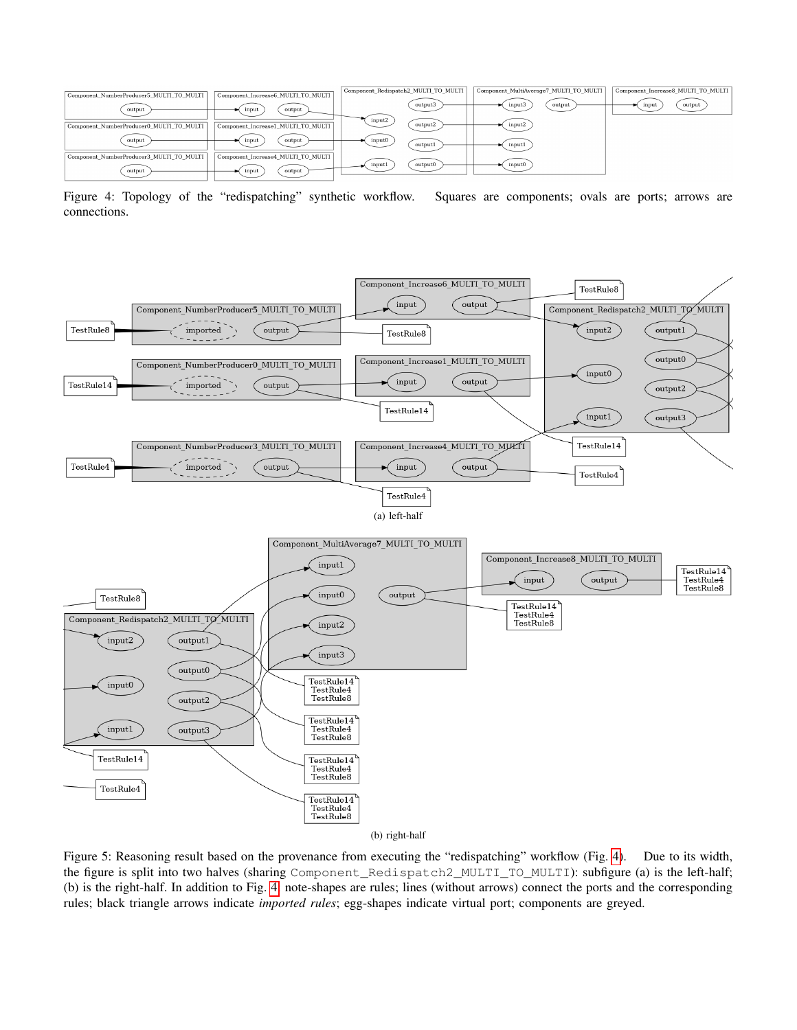Figure 4: Topology of the “redispatching” synthetic workflow. Squares are components; ovals are ports; arrows are connections.

(a) left-half

(b) right-half

Figure 5: Reasoning result based on the provenance from executing the “redispatching” workflow (Fig. 4). Due to its width, the figure is split into two halves (sharing `Component_Redispatch2_MULTI_TO_MULTI`): subfigure (a) is the left-half; (b) is the right-half. In addition to Fig. 4, note-shapes are rules; lines (without arrows) connect the ports and the corresponding rules; black triangle arrows indicate *imported rules*; egg-shapes indicate virtual port; components are greyed.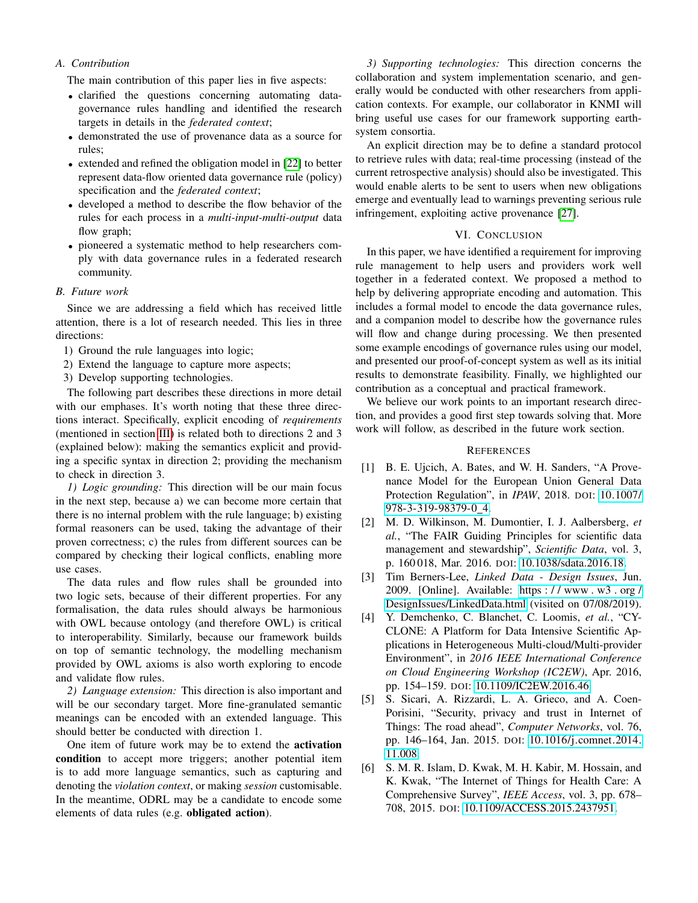### A. Contribution

The main contribution of this paper lies in five aspects:

- clarified the questions concerning automating data-governance rules handling and identified the research targets in details in the *federated context*;
- demonstrated the use of provenance data as a source for rules;
- extended and refined the obligation model in [22] to better represent data-flow oriented data governance rule (policy) specification and the *federated context*;
- developed a method to describe the flow behavior of the rules for each process in a *multi-input-multi-output* data flow graph;
- pioneered a systematic method to help researchers comply with data governance rules in a federated research community.

### B. Future work

Since we are addressing a field which has received little attention, there is a lot of research needed. This lies in three directions:

1) Ground the rule languages into logic;
2) Extend the language to capture more aspects;
3) Develop supporting technologies.

The following part describes these directions in more detail with our emphases. It's worth noting that these three directions interact. Specifically, explicit encoding of *requirements* (mentioned in section III) is related both to directions 2 and 3 (explained below): making the semantics explicit and providing a specific syntax in direction 2; providing the mechanism to check in direction 3.

*1) Logic grounding:* This direction will be our main focus in the next step, because a) we can become more certain that there is no internal problem with the rule language; b) existing formal reasoners can be used, taking the advantage of their proven correctness; c) the rules from different sources can be compared by checking their logical conflicts, enabling more use cases.

The data rules and flow rules shall be grounded into two logic sets, because of their different properties. For any formalisation, the data rules should always be harmonious with OWL because ontology (and therefore OWL) is critical to interoperability. Similarly, because our framework builds on top of semantic technology, the modelling mechanism provided by OWL axioms is also worth exploring to encode and validate flow rules.

*2) Language extension:* This direction is also important and will be our secondary target. More fine-granulated semantic meanings can be encoded with an extended language. This should better be conducted with direction 1.

One item of future work may be to extend the **activation condition** to accept more triggers; another potential item is to add more language semantics, such as capturing and denoting the *violation context*, or making *session* customisable. In the meantime, ODRL may be a candidate to encode some elements of data rules (e.g. **obligated action**).

*3) Supporting technologies:* This direction concerns the collaboration and system implementation scenario, and generally would be conducted with other researchers from application contexts. For example, our collaborator in KNMI will bring useful use cases for our framework supporting earth-system consortia.

An explicit direction may be to define a standard protocol to retrieve rules with data; real-time processing (instead of the current retrospective analysis) should also be investigated. This would enable alerts to be sent to users when new obligations emerge and eventually lead to warnings preventing serious rule infringement, exploiting active provenance [27].

## VI. Conclusion

In this paper, we have identified a requirement for improving rule management to help users and providers work well together in a federated context. We proposed a method to help by delivering appropriate encoding and automation. This includes a formal model to encode the data governance rules, and a companion model to describe how the governance rules will flow and change during processing. We then presented some example encodings of governance rules using our model, and presented our proof-of-concept system as well as its initial results to demonstrate feasibility. Finally, we highlighted our contribution as a conceptual and practical framework.

We believe our work points to an important research direction, and provides a good first step towards solving that. More work will follow, as described in the future work section.

## References

[1] B. E. Ujcich, A. Bates, and W. H. Sanders, "A Provenance Model for the European Union General Data Protection Regulation", in *IPAW*, 2018. DOI: 10.1007/978-3-319-98379-0_4.

[2] M. D. Wilkinson, M. Dumontier, I. J. Aalbersberg, *et al.*, "The FAIR Guiding Principles for scientific data management and stewardship", *Scientific Data*, vol. 3, p. 160 018, Mar. 2016. DOI: 10.1038/sdata.2016.18.

[3] Tim Berners-Lee, *Linked Data - Design Issues*, Jun. 2009. [Online]. Available: https://www.w3.org/DesignIssues/LinkedData.html (visited on 07/08/2019).

[4] Y. Demchenko, C. Blanchet, C. Loomis, *et al.*, "CYCLONE: A Platform for Data Intensive Scientific Applications in Heterogeneous Multi-cloud/Multi-provider Environment", in *2016 IEEE International Conference on Cloud Engineering Workshop (IC2EW)*, Apr. 2016, pp. 154–159. DOI: 10.1109/IC2EW.2016.46.

[5] S. Sicari, A. Rizzardi, L. A. Grieco, and A. Coen-Porisini, "Security, privacy and trust in Internet of Things: The road ahead", *Computer Networks*, vol. 76, pp. 146–164, Jan. 2015. DOI: 10.1016/j.comnet.2014.11.008.

[6] S. M. R. Islam, D. Kwak, M. H. Kabir, M. Hossain, and K. Kwak, "The Internet of Things for Health Care: A Comprehensive Survey", *IEEE Access*, vol. 3, pp. 678–708, 2015. DOI: 10.1109/ACCESS.2015.2437951.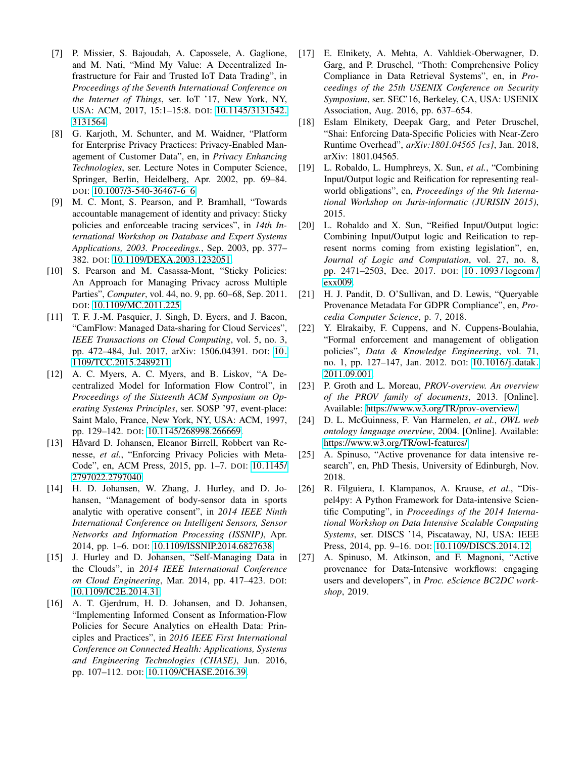[7] P. Missier, S. Bajoudah, A. Capossele, A. Gaglione, and M. Nati, "Mind My Value: A Decentralized Infrastructure for Fair and Trusted IoT Data Trading", in *Proceedings of the Seventh International Conference on the Internet of Things*, ser. IoT '17, New York, NY, USA: ACM, 2017, 15:1–15:8. DOI: 10.1145/3131542.3131564.

[8] G. Karjoth, M. Schunter, and M. Waidner, "Platform for Enterprise Privacy Practices: Privacy-Enabled Management of Customer Data", en, in *Privacy Enhancing Technologies*, ser. Lecture Notes in Computer Science, Springer, Berlin, Heidelberg, Apr. 2002, pp. 69–84. DOI: 10.1007/3-540-36467-6_6.

[9] M. C. Mont, S. Pearson, and P. Bramhall, "Towards accountable management of identity and privacy: Sticky policies and enforceable tracing services", in *14th International Workshop on Database and Expert Systems Applications, 2003. Proceedings.*, Sep. 2003, pp. 377–382. DOI: 10.1109/DEXA.2003.1232051.

[10] S. Pearson and M. Casassa-Mont, "Sticky Policies: An Approach for Managing Privacy across Multiple Parties", *Computer*, vol. 44, no. 9, pp. 60–68, Sep. 2011. DOI: 10.1109/MC.2011.225.

[11] T. F. J.-M. Pasquier, J. Singh, D. Eyers, and J. Bacon, "CamFlow: Managed Data-sharing for Cloud Services", *IEEE Transactions on Cloud Computing*, vol. 5, no. 3, pp. 472–484, Jul. 2017, arXiv: 1506.04391. DOI: 10.1109/TCC.2015.2489211.

[12] A. C. Myers, A. C. Myers, and B. Liskov, "A Decentralized Model for Information Flow Control", in *Proceedings of the Sixteenth ACM Symposium on Operating Systems Principles*, ser. SOSP '97, event-place: Saint Malo, France, New York, NY, USA: ACM, 1997, pp. 129–142. DOI: 10.1145/268998.266669.

[13] Håvard D. Johansen, Eleanor Birrell, Robbert van Renesse, *et al.*, "Enforcing Privacy Policies with Meta-Code", en, ACM Press, 2015, pp. 1–7. DOI: 10.1145/2797022.2797040.

[14] H. D. Johansen, W. Zhang, J. Hurley, and D. Johansen, "Management of body-sensor data in sports analytic with operative consent", in *2014 IEEE Ninth International Conference on Intelligent Sensors, Sensor Networks and Information Processing (ISSNIP)*, Apr. 2014, pp. 1–6. DOI: 10.1109/ISSNIP.2014.6827638.

[15] J. Hurley and D. Johansen, "Self-Managing Data in the Clouds", in *2014 IEEE International Conference on Cloud Engineering*, Mar. 2014, pp. 417–423. DOI: 10.1109/IC2E.2014.31.

[16] A. T. Gjerdrum, H. D. Johansen, and D. Johansen, "Implementing Informed Consent as Information-Flow Policies for Secure Analytics on eHealth Data: Principles and Practices", in *2016 IEEE First International Conference on Connected Health: Applications, Systems and Engineering Technologies (CHASE)*, Jun. 2016, pp. 107–112. DOI: 10.1109/CHASE.2016.39.

[17] E. Elnikety, A. Mehta, A. Vahldiek-Oberwagner, D. Garg, and P. Druschel, "Thoth: Comprehensive Policy Compliance in Data Retrieval Systems", en, in *Proceedings of the 25th USENIX Conference on Security Symposium*, ser. SEC'16, Berkeley, CA, USA: USENIX Association, Aug. 2016, pp. 637–654.

[18] Eslam Elnikety, Deepak Garg, and Peter Druschel, "Shai: Enforcing Data-Specific Policies with Near-Zero Runtime Overhead", *arXiv:1801.04565 [cs]*, Jan. 2018, arXiv: 1801.04565.

[19] L. Robaldo, L. Humphreys, X. Sun, *et al.*, "Combining Input/Output logic and Reification for representing real-world obligations", en, *Proceedings of the 9th International Workshop on Juris-informatic (JURISIN 2015)*, 2015.

[20] L. Robaldo and X. Sun, "Reified Input/Output logic: Combining Input/Output logic and Reification to represent norms coming from existing legislation", en, *Journal of Logic and Computation*, vol. 27, no. 8, pp. 2471–2503, Dec. 2017. DOI: 10.1093/logcom/exx009.

[21] H. J. Pandit, D. O'Sullivan, and D. Lewis, "Queryable Provenance Metadata For GDPR Compliance", en, *Procedia Computer Science*, p. 7, 2018.

[22] Y. Elrakaiby, F. Cuppens, and N. Cuppens-Boulahia, "Formal enforcement and management of obligation policies", *Data & Knowledge Engineering*, vol. 71, no. 1, pp. 127–147, Jan. 2012. DOI: 10.1016/j.datak.2011.09.001.

[23] P. Groth and L. Moreau, *PROV-overview. An overview of the PROV family of documents*, 2013. [Online]. Available: https://www.w3.org/TR/prov-overview/.

[24] D. L. McGuinness, F. Van Harmelen, *et al.*, *OWL web ontology language overview*, 2004. [Online]. Available: https://www.w3.org/TR/owl-features/.

[25] A. Spinuso, "Active provenance for data intensive research", en, PhD Thesis, University of Edinburgh, Nov. 2018.

[26] R. Filguiera, I. Klampanos, A. Krause, *et al.*, "Dispel4py: A Python Framework for Data-intensive Scientific Computing", in *Proceedings of the 2014 International Workshop on Data Intensive Scalable Computing Systems*, ser. DISCS '14, Piscataway, NJ, USA: IEEE Press, 2014, pp. 9–16. DOI: 10.1109/DISCS.2014.12.

[27] A. Spinuso, M. Atkinson, and F. Magnoni, "Active provenance for Data-Intensive workflows: engaging users and developers", in *Proc. eScience BC2DC workshop*, 2019.